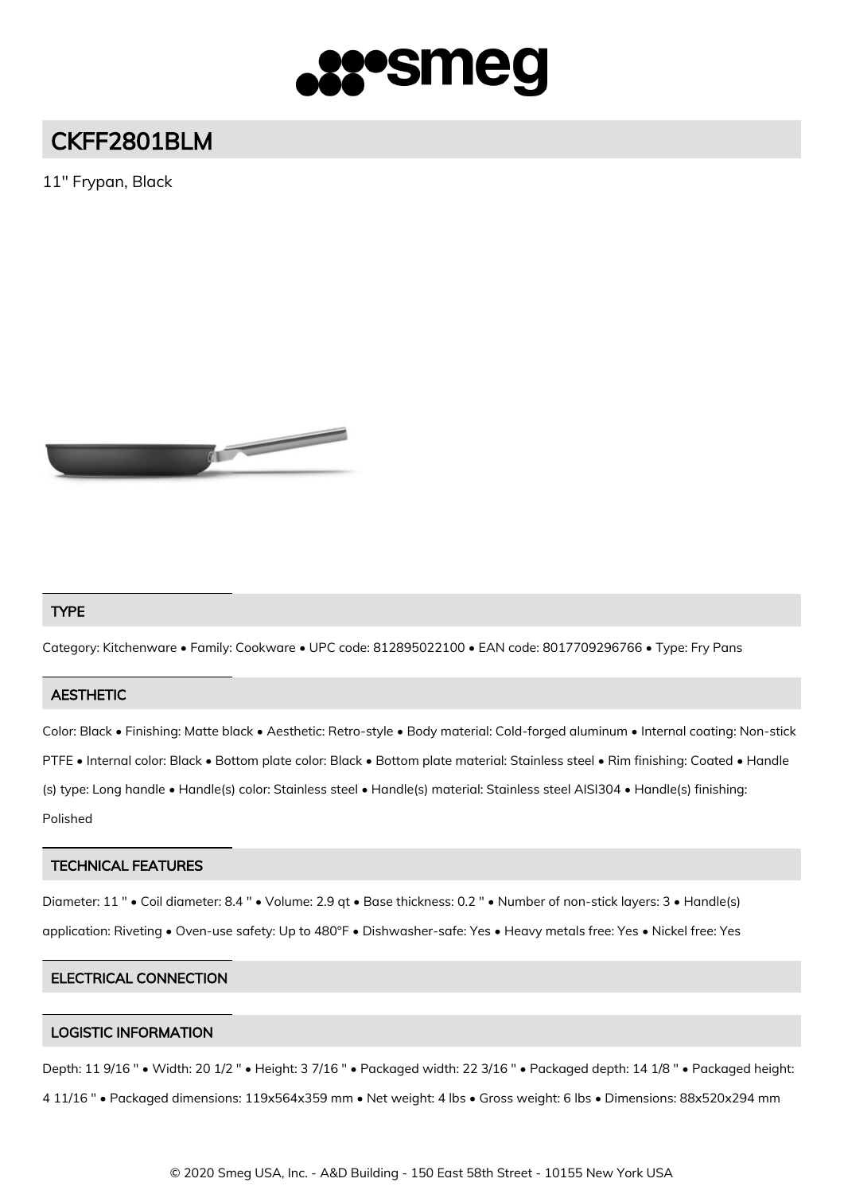# smeg

## CKFF2801BLM

11" Frypan, Black

### TYPE

Category: Kitchenware • Family: Cookware • UPC code: 812895022100 • EAN code: 8017709296766 • Type: Fry Pans

### AESTHETIC

Color: Black • Finishing: Matte black • Aesthetic: Retro-style • Body material: Cold-forged aluminum • Internal coating: Non-stick PTFE • Internal color: Black • Bottom plate color: Black • Bottom plate material: Stainless steel • Rim finishing: Coated • Handle (s) type: Long handle • Handle(s) color: Stainless steel • Handle(s) material: Stainless steel AISI304 • Handle(s) finishing: Polished

### TECHNICAL FEATURES

Diameter: 11 " • Coil diameter: 8.4 " • Volume: 2.9 qt • Base thickness: 0.2 " • Number of non-stick layers: 3 • Handle(s) application: Riveting • Oven-use safety: Up to 480°F • Dishwasher-safe: Yes • Heavy metals free: Yes • Nickel free: Yes

### ELECTRICAL CONNECTION

### LOGISTIC INFORMATION

Depth: 11 9/16 " • Width: 20 1/2 " • Height: 3 7/16 " • Packaged width: 22 3/16 " • Packaged depth: 14 1/8 " • Packaged height: 4 11/16 " • Packaged dimensions: 119x564x359 mm • Net weight: 4 lbs • Gross weight: 6 lbs • Dimensions: 88x520x294 mm

© 2020 Smeg USA, Inc. - A&D Building - 150 East 58th Street - 10155 New York USA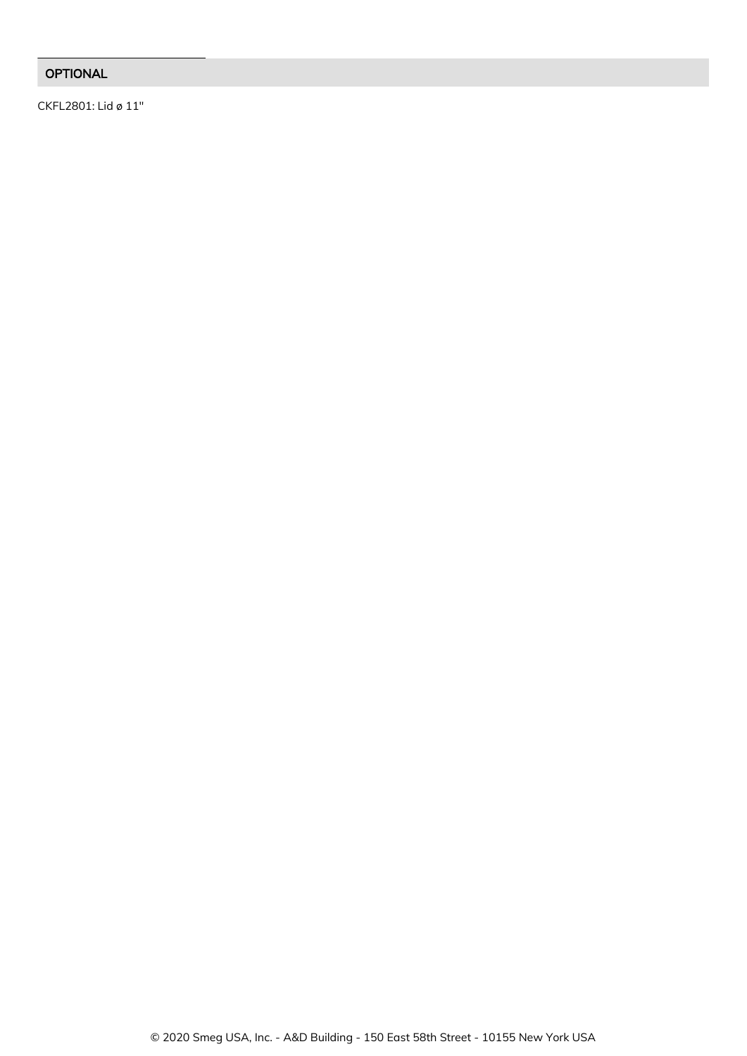## OPTIONAL

CKFL2801: Lid ø 11"